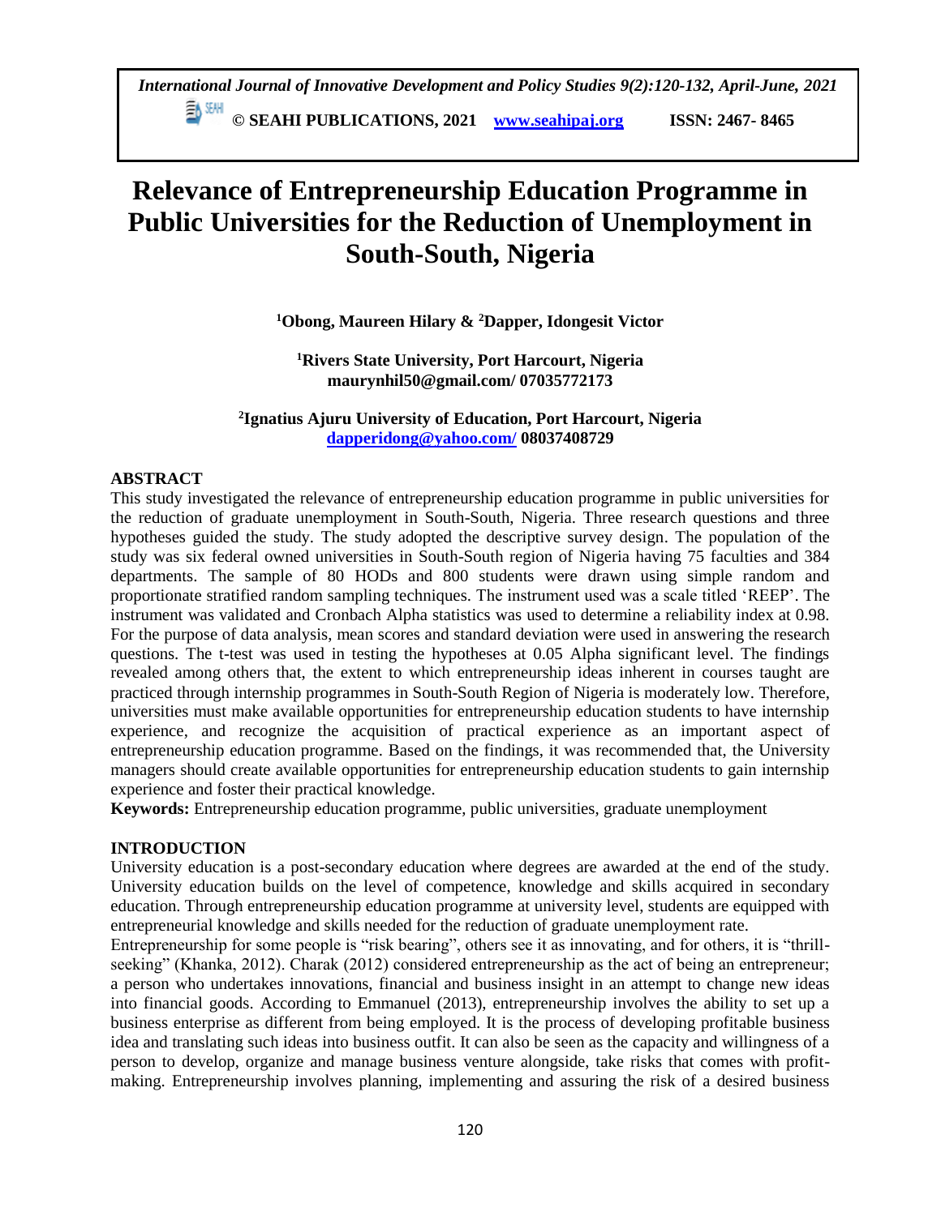# Relevance of Entrepreneurship Education Programme in Public Universities for the Reduction of Unemployment in South-South, Nigeria

[1]Obong, Maureen Hilary & [2]Dapper, Idongesit Victor

[1]Rivers State University, Port Harcourt, Nigeria
maurynhil50@gmail.com/ 07035772173

[2]Ignatius Ajuru University of Education, Port Harcourt, Nigeria
dapperidong@yahoo.com/ 08037408729

## ABSTRACT

This study investigated the relevance of entrepreneurship education programme in public universities for the reduction of graduate unemployment in South-South, Nigeria. Three research questions and three hypotheses guided the study. The study adopted the descriptive survey design. The population of the study was six federal owned universities in South-South region of Nigeria having 75 faculties and 384 departments. The sample of 80 HODs and 800 students were drawn using simple random and proportionate stratified random sampling techniques. The instrument used was a scale titled 'REEP'. The instrument was validated and Cronbach Alpha statistics was used to determine a reliability index at 0.98. For the purpose of data analysis, mean scores and standard deviation were used in answering the research questions. The t-test was used in testing the hypotheses at 0.05 Alpha significant level. The findings revealed among others that, the extent to which entrepreneurship ideas inherent in courses taught are practiced through internship programmes in South-South Region of Nigeria is moderately low. Therefore, universities must make available opportunities for entrepreneurship education students to have internship experience, and recognize the acquisition of practical experience as an important aspect of entrepreneurship education programme. Based on the findings, it was recommended that, the University managers should create available opportunities for entrepreneurship education students to gain internship experience and foster their practical knowledge.

**Keywords:** Entrepreneurship education programme, public universities, graduate unemployment

## INTRODUCTION

University education is a post-secondary education where degrees are awarded at the end of the study. University education builds on the level of competence, knowledge and skills acquired in secondary education. Through entrepreneurship education programme at university level, students are equipped with entrepreneurial knowledge and skills needed for the reduction of graduate unemployment rate.

Entrepreneurship for some people is "risk bearing", others see it as innovating, and for others, it is "thrill-seeking" (Khanka, 2012). Charak (2012) considered entrepreneurship as the act of being an entrepreneur; a person who undertakes innovations, financial and business insight in an attempt to change new ideas into financial goods. According to Emmanuel (2013), entrepreneurship involves the ability to set up a business enterprise as different from being employed. It is the process of developing profitable business idea and translating such ideas into business outfit. It can also be seen as the capacity and willingness of a person to develop, organize and manage business venture alongside, take risks that comes with profit-making. Entrepreneurship involves planning, implementing and assuring the risk of a desired business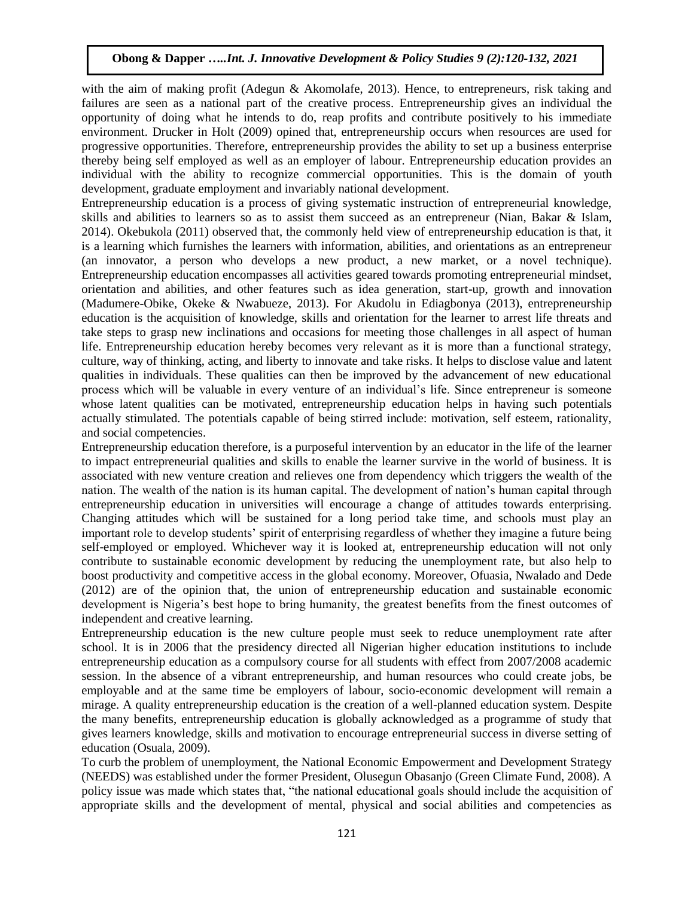with the aim of making profit (Adegun & Akomolafe, 2013). Hence, to entrepreneurs, risk taking and failures are seen as a national part of the creative process. Entrepreneurship gives an individual the opportunity of doing what he intends to do, reap profits and contribute positively to his immediate environment. Drucker in Holt (2009) opined that, entrepreneurship occurs when resources are used for progressive opportunities. Therefore, entrepreneurship provides the ability to set up a business enterprise thereby being self employed as well as an employer of labour. Entrepreneurship education provides an individual with the ability to recognize commercial opportunities. This is the domain of youth development, graduate employment and invariably national development.

Entrepreneurship education is a process of giving systematic instruction of entrepreneurial knowledge, skills and abilities to learners so as to assist them succeed as an entrepreneur (Nian, Bakar & Islam, 2014). Okebukola (2011) observed that, the commonly held view of entrepreneurship education is that, it is a learning which furnishes the learners with information, abilities, and orientations as an entrepreneur (an innovator, a person who develops a new product, a new market, or a novel technique). Entrepreneurship education encompasses all activities geared towards promoting entrepreneurial mindset, orientation and abilities, and other features such as idea generation, start-up, growth and innovation (Madumere-Obike, Okeke & Nwabueze, 2013). For Akudolu in Ediagbonya (2013), entrepreneurship education is the acquisition of knowledge, skills and orientation for the learner to arrest life threats and take steps to grasp new inclinations and occasions for meeting those challenges in all aspect of human life. Entrepreneurship education hereby becomes very relevant as it is more than a functional strategy, culture, way of thinking, acting, and liberty to innovate and take risks. It helps to disclose value and latent qualities in individuals. These qualities can then be improved by the advancement of new educational process which will be valuable in every venture of an individual's life. Since entrepreneur is someone whose latent qualities can be motivated, entrepreneurship education helps in having such potentials actually stimulated. The potentials capable of being stirred include: motivation, self esteem, rationality, and social competencies.

Entrepreneurship education therefore, is a purposeful intervention by an educator in the life of the learner to impact entrepreneurial qualities and skills to enable the learner survive in the world of business. It is associated with new venture creation and relieves one from dependency which triggers the wealth of the nation. The wealth of the nation is its human capital. The development of nation's human capital through entrepreneurship education in universities will encourage a change of attitudes towards enterprising. Changing attitudes which will be sustained for a long period take time, and schools must play an important role to develop students' spirit of enterprising regardless of whether they imagine a future being self-employed or employed. Whichever way it is looked at, entrepreneurship education will not only contribute to sustainable economic development by reducing the unemployment rate, but also help to boost productivity and competitive access in the global economy. Moreover, Ofuasia, Nwalado and Dede (2012) are of the opinion that, the union of entrepreneurship education and sustainable economic development is Nigeria's best hope to bring humanity, the greatest benefits from the finest outcomes of independent and creative learning.

Entrepreneurship education is the new culture people must seek to reduce unemployment rate after school. It is in 2006 that the presidency directed all Nigerian higher education institutions to include entrepreneurship education as a compulsory course for all students with effect from 2007/2008 academic session. In the absence of a vibrant entrepreneurship, and human resources who could create jobs, be employable and at the same time be employers of labour, socio-economic development will remain a mirage. A quality entrepreneurship education is the creation of a well-planned education system. Despite the many benefits, entrepreneurship education is globally acknowledged as a programme of study that gives learners knowledge, skills and motivation to encourage entrepreneurial success in diverse setting of education (Osuala, 2009).

To curb the problem of unemployment, the National Economic Empowerment and Development Strategy (NEEDS) was established under the former President, Olusegun Obasanjo (Green Climate Fund, 2008). A policy issue was made which states that, "the national educational goals should include the acquisition of appropriate skills and the development of mental, physical and social abilities and competencies as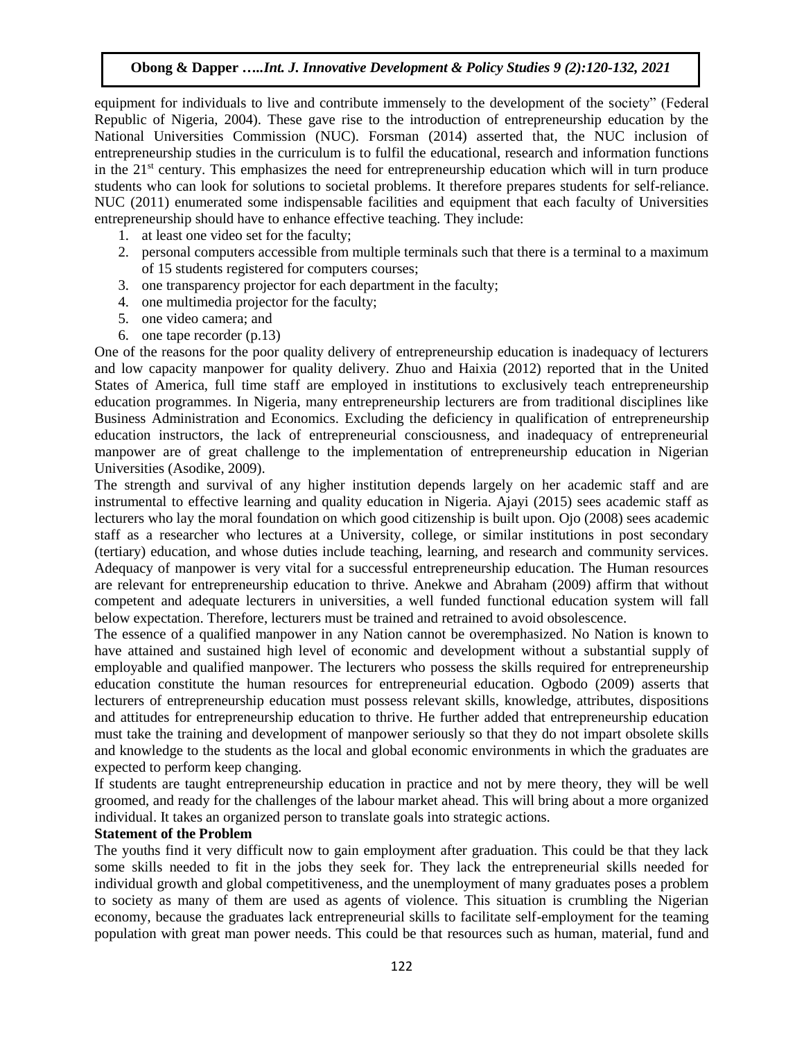equipment for individuals to live and contribute immensely to the development of the society" (Federal Republic of Nigeria, 2004). These gave rise to the introduction of entrepreneurship education by the National Universities Commission (NUC). Forsman (2014) asserted that, the NUC inclusion of entrepreneurship studies in the curriculum is to fulfil the educational, research and information functions in the 21st century. This emphasizes the need for entrepreneurship education which will in turn produce students who can look for solutions to societal problems. It therefore prepares students for self-reliance. NUC (2011) enumerated some indispensable facilities and equipment that each faculty of Universities entrepreneurship should have to enhance effective teaching. They include:

1. at least one video set for the faculty;
2. personal computers accessible from multiple terminals such that there is a terminal to a maximum of 15 students registered for computers courses;
3. one transparency projector for each department in the faculty;
4. one multimedia projector for the faculty;
5. one video camera; and
6. one tape recorder (p.13)

One of the reasons for the poor quality delivery of entrepreneurship education is inadequacy of lecturers and low capacity manpower for quality delivery. Zhuo and Haixia (2012) reported that in the United States of America, full time staff are employed in institutions to exclusively teach entrepreneurship education programmes. In Nigeria, many entrepreneurship lecturers are from traditional disciplines like Business Administration and Economics. Excluding the deficiency in qualification of entrepreneurship education instructors, the lack of entrepreneurial consciousness, and inadequacy of entrepreneurial manpower are of great challenge to the implementation of entrepreneurship education in Nigerian Universities (Asodike, 2009).

The strength and survival of any higher institution depends largely on her academic staff and are instrumental to effective learning and quality education in Nigeria. Ajayi (2015) sees academic staff as lecturers who lay the moral foundation on which good citizenship is built upon. Ojo (2008) sees academic staff as a researcher who lectures at a University, college, or similar institutions in post secondary (tertiary) education, and whose duties include teaching, learning, and research and community services. Adequacy of manpower is very vital for a successful entrepreneurship education. The Human resources are relevant for entrepreneurship education to thrive. Anekwe and Abraham (2009) affirm that without competent and adequate lecturers in universities, a well funded functional education system will fall below expectation. Therefore, lecturers must be trained and retrained to avoid obsolescence.

The essence of a qualified manpower in any Nation cannot be overemphasized. No Nation is known to have attained and sustained high level of economic and development without a substantial supply of employable and qualified manpower. The lecturers who possess the skills required for entrepreneurship education constitute the human resources for entrepreneurial education. Ogbodo (2009) asserts that lecturers of entrepreneurship education must possess relevant skills, knowledge, attributes, dispositions and attitudes for entrepreneurship education to thrive. He further added that entrepreneurship education must take the training and development of manpower seriously so that they do not impart obsolete skills and knowledge to the students as the local and global economic environments in which the graduates are expected to perform keep changing.

If students are taught entrepreneurship education in practice and not by mere theory, they will be well groomed, and ready for the challenges of the labour market ahead. This will bring about a more organized individual. It takes an organized person to translate goals into strategic actions.

**Statement of the Problem**

The youths find it very difficult now to gain employment after graduation. This could be that they lack some skills needed to fit in the jobs they seek for. They lack the entrepreneurial skills needed for individual growth and global competitiveness, and the unemployment of many graduates poses a problem to society as many of them are used as agents of violence. This situation is crumbling the Nigerian economy, because the graduates lack entrepreneurial skills to facilitate self-employment for the teaming population with great man power needs. This could be that resources such as human, material, fund and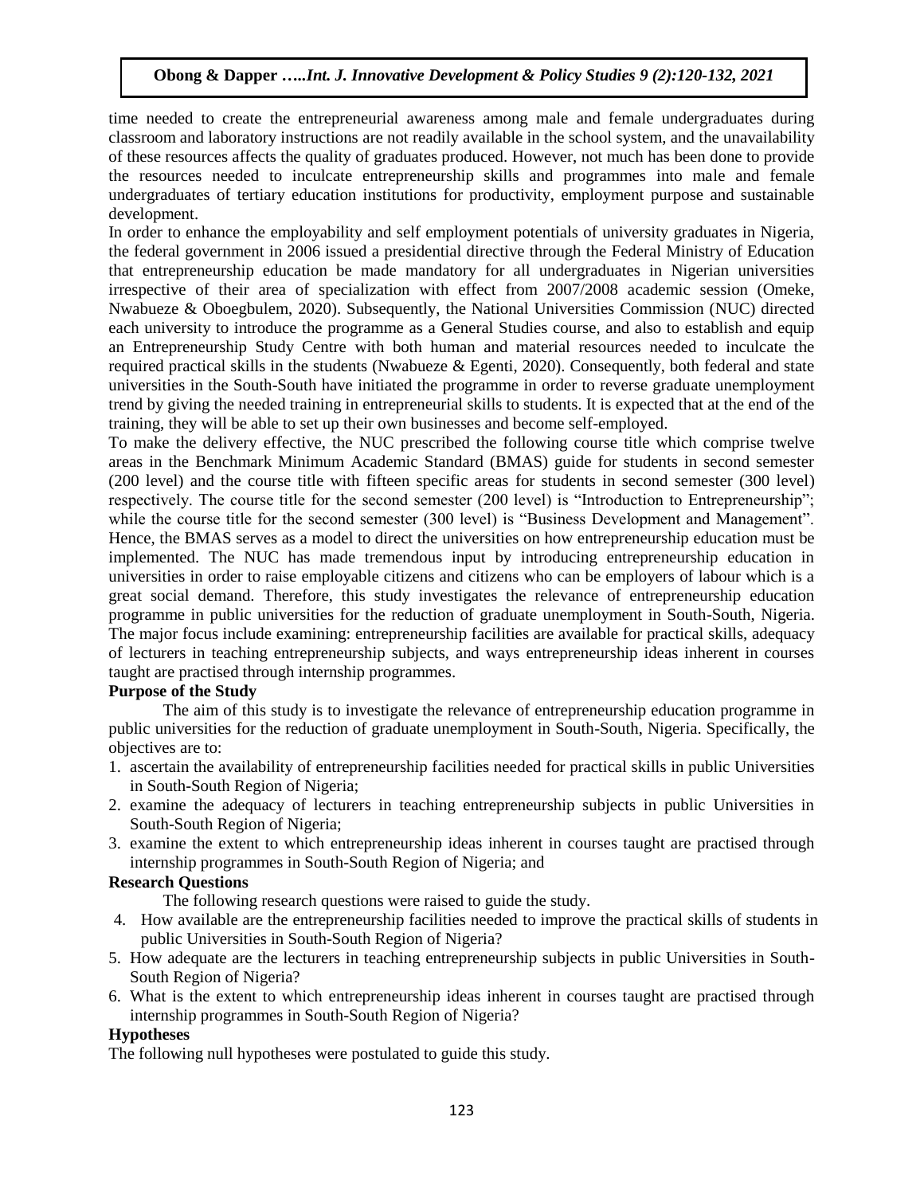time needed to create the entrepreneurial awareness among male and female undergraduates during classroom and laboratory instructions are not readily available in the school system, and the unavailability of these resources affects the quality of graduates produced. However, not much has been done to provide the resources needed to inculcate entrepreneurship skills and programmes into male and female undergraduates of tertiary education institutions for productivity, employment purpose and sustainable development.

In order to enhance the employability and self employment potentials of university graduates in Nigeria, the federal government in 2006 issued a presidential directive through the Federal Ministry of Education that entrepreneurship education be made mandatory for all undergraduates in Nigerian universities irrespective of their area of specialization with effect from 2007/2008 academic session (Omeke, Nwabueze & Oboegbulem, 2020). Subsequently, the National Universities Commission (NUC) directed each university to introduce the programme as a General Studies course, and also to establish and equip an Entrepreneurship Study Centre with both human and material resources needed to inculcate the required practical skills in the students (Nwabueze & Egenti, 2020). Consequently, both federal and state universities in the South-South have initiated the programme in order to reverse graduate unemployment trend by giving the needed training in entrepreneurial skills to students. It is expected that at the end of the training, they will be able to set up their own businesses and become self-employed.

To make the delivery effective, the NUC prescribed the following course title which comprise twelve areas in the Benchmark Minimum Academic Standard (BMAS) guide for students in second semester (200 level) and the course title with fifteen specific areas for students in second semester (300 level) respectively. The course title for the second semester (200 level) is "Introduction to Entrepreneurship"; while the course title for the second semester (300 level) is "Business Development and Management". Hence, the BMAS serves as a model to direct the universities on how entrepreneurship education must be implemented. The NUC has made tremendous input by introducing entrepreneurship education in universities in order to raise employable citizens and citizens who can be employers of labour which is a great social demand. Therefore, this study investigates the relevance of entrepreneurship education programme in public universities for the reduction of graduate unemployment in South-South, Nigeria. The major focus include examining: entrepreneurship facilities are available for practical skills, adequacy of lecturers in teaching entrepreneurship subjects, and ways entrepreneurship ideas inherent in courses taught are practised through internship programmes.

**Purpose of the Study**

The aim of this study is to investigate the relevance of entrepreneurship education programme in public universities for the reduction of graduate unemployment in South-South, Nigeria. Specifically, the objectives are to:

1. ascertain the availability of entrepreneurship facilities needed for practical skills in public Universities in South-South Region of Nigeria;
2. examine the adequacy of lecturers in teaching entrepreneurship subjects in public Universities in South-South Region of Nigeria;
3. examine the extent to which entrepreneurship ideas inherent in courses taught are practised through internship programmes in South-South Region of Nigeria; and

**Research Questions**

The following research questions were raised to guide the study.

4. How available are the entrepreneurship facilities needed to improve the practical skills of students in public Universities in South-South Region of Nigeria?
5. How adequate are the lecturers in teaching entrepreneurship subjects in public Universities in South-South Region of Nigeria?
6. What is the extent to which entrepreneurship ideas inherent in courses taught are practised through internship programmes in South-South Region of Nigeria?

**Hypotheses**

The following null hypotheses were postulated to guide this study.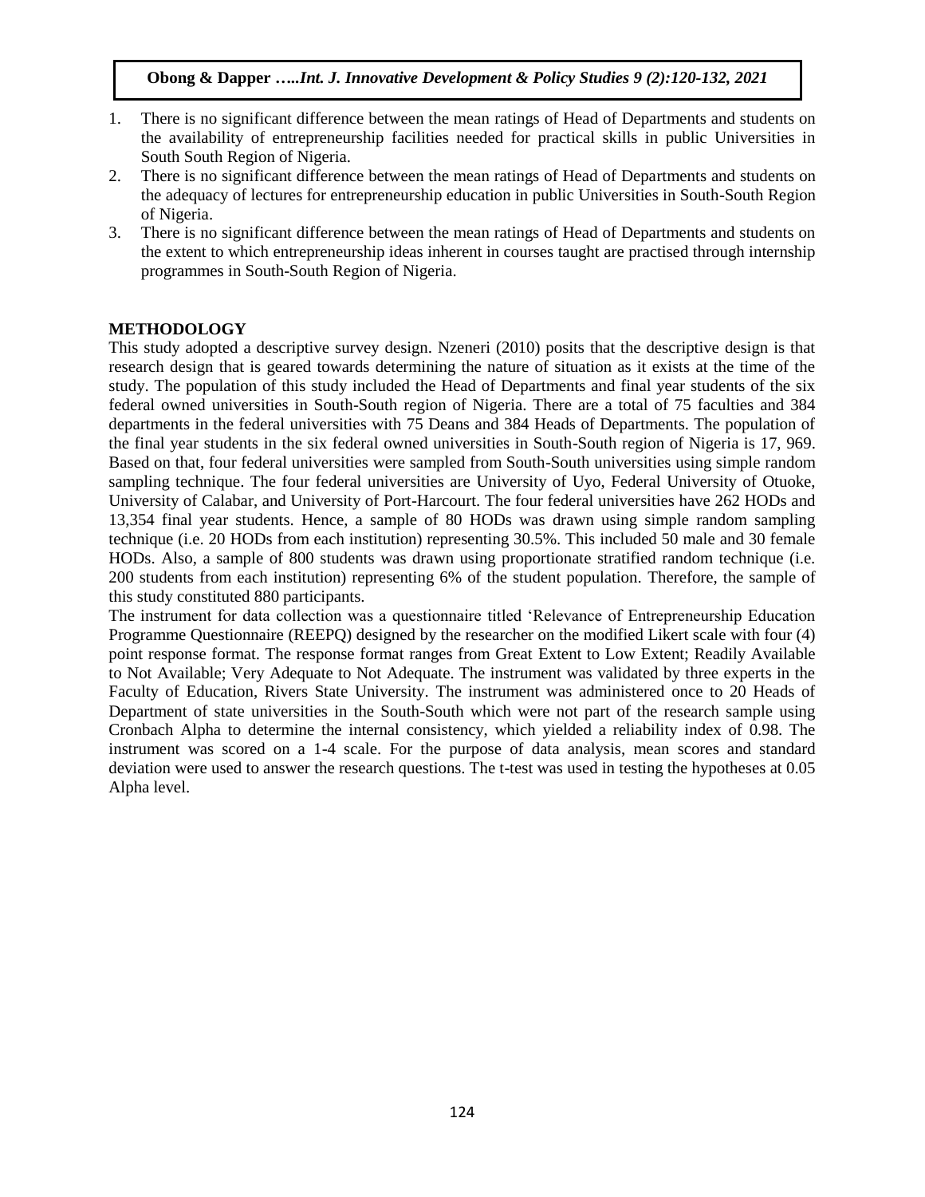1. There is no significant difference between the mean ratings of Head of Departments and students on the availability of entrepreneurship facilities needed for practical skills in public Universities in South South Region of Nigeria.
2. There is no significant difference between the mean ratings of Head of Departments and students on the adequacy of lectures for entrepreneurship education in public Universities in South-South Region of Nigeria.
3. There is no significant difference between the mean ratings of Head of Departments and students on the extent to which entrepreneurship ideas inherent in courses taught are practised through internship programmes in South-South Region of Nigeria.

## METHODOLOGY

This study adopted a descriptive survey design. Nzeneri (2010) posits that the descriptive design is that research design that is geared towards determining the nature of situation as it exists at the time of the study. The population of this study included the Head of Departments and final year students of the six federal owned universities in South-South region of Nigeria. There are a total of 75 faculties and 384 departments in the federal universities with 75 Deans and 384 Heads of Departments. The population of the final year students in the six federal owned universities in South-South region of Nigeria is 17, 969. Based on that, four federal universities were sampled from South-South universities using simple random sampling technique. The four federal universities are University of Uyo, Federal University of Otuoke, University of Calabar, and University of Port-Harcourt. The four federal universities have 262 HODs and 13,354 final year students. Hence, a sample of 80 HODs was drawn using simple random sampling technique (i.e. 20 HODs from each institution) representing 30.5%. This included 50 male and 30 female HODs. Also, a sample of 800 students was drawn using proportionate stratified random technique (i.e. 200 students from each institution) representing 6% of the student population. Therefore, the sample of this study constituted 880 participants.

The instrument for data collection was a questionnaire titled 'Relevance of Entrepreneurship Education Programme Questionnaire (REEPQ) designed by the researcher on the modified Likert scale with four (4) point response format. The response format ranges from Great Extent to Low Extent; Readily Available to Not Available; Very Adequate to Not Adequate. The instrument was validated by three experts in the Faculty of Education, Rivers State University. The instrument was administered once to 20 Heads of Department of state universities in the South-South which were not part of the research sample using Cronbach Alpha to determine the internal consistency, which yielded a reliability index of 0.98. The instrument was scored on a 1-4 scale. For the purpose of data analysis, mean scores and standard deviation were used to answer the research questions. The t-test was used in testing the hypotheses at 0.05 Alpha level.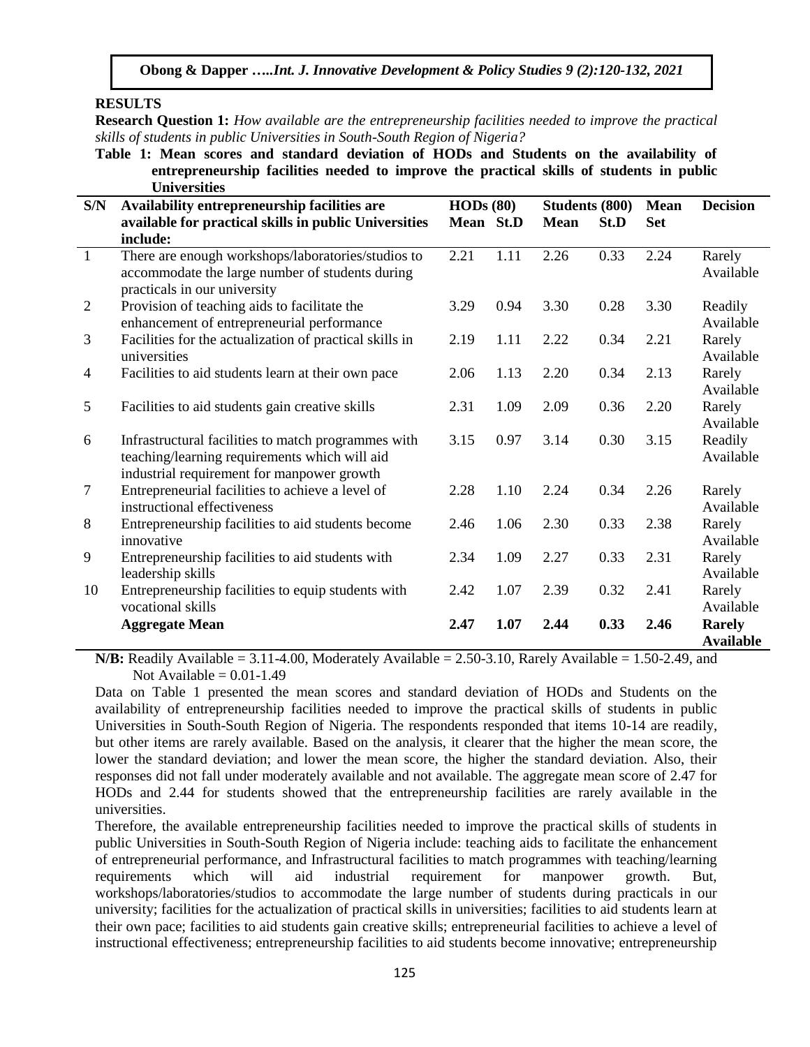## RESULTS

**Research Question 1:** *How available are the entrepreneurship facilities needed to improve the practical skills of students in public Universities in South-South Region of Nigeria?*

**Table 1: Mean scores and standard deviation of HODs and Students on the availability of entrepreneurship facilities needed to improve the practical skills of students in public Universities**

| S/N | Availability entrepreneurship facilities are available for practical skills in public Universities include: | HODs (80) | | Students (800) | | Mean Set | Decision |
|---|---|---|---|---|---|---|---|
| | | Mean | St.D | Mean | St.D | | |
| 1 | There are enough workshops/laboratories/studios to accommodate the large number of students during practicals in our university | 2.21 | 1.11 | 2.26 | 0.33 | 2.24 | Rarely Available |
| 2 | Provision of teaching aids to facilitate the enhancement of entrepreneurial performance | 3.29 | 0.94 | 3.30 | 0.28 | 3.30 | Readily Available |
| 3 | Facilities for the actualization of practical skills in universities | 2.19 | 1.11 | 2.22 | 0.34 | 2.21 | Rarely Available |
| 4 | Facilities to aid students learn at their own pace | 2.06 | 1.13 | 2.20 | 0.34 | 2.13 | Rarely Available |
| 5 | Facilities to aid students gain creative skills | 2.31 | 1.09 | 2.09 | 0.36 | 2.20 | Rarely Available |
| 6 | Infrastructural facilities to match programmes with teaching/learning requirements which will aid industrial requirement for manpower growth | 3.15 | 0.97 | 3.14 | 0.30 | 3.15 | Readily Available |
| 7 | Entrepreneurial facilities to achieve a level of instructional effectiveness | 2.28 | 1.10 | 2.24 | 0.34 | 2.26 | Rarely Available |
| 8 | Entrepreneurship facilities to aid students become innovative | 2.46 | 1.06 | 2.30 | 0.33 | 2.38 | Rarely Available |
| 9 | Entrepreneurship facilities to aid students with leadership skills | 2.34 | 1.09 | 2.27 | 0.33 | 2.31 | Rarely Available |
| 10 | Entrepreneurship facilities to equip students with vocational skills | 2.42 | 1.07 | 2.39 | 0.32 | 2.41 | Rarely Available |
| | **Aggregate Mean** | **2.47** | **1.07** | **2.44** | **0.33** | **2.46** | **Rarely Available** |

**N/B:** Readily Available = 3.11-4.00, Moderately Available = 2.50-3.10, Rarely Available = 1.50-2.49, and Not Available = 0.01-1.49

Data on Table 1 presented the mean scores and standard deviation of HODs and Students on the availability of entrepreneurship facilities needed to improve the practical skills of students in public Universities in South-South Region of Nigeria. The respondents responded that items 10-14 are readily, but other items are rarely available. Based on the analysis, it clearer that the higher the mean score, the lower the standard deviation; and lower the mean score, the higher the standard deviation. Also, their responses did not fall under moderately available and not available. The aggregate mean score of 2.47 for HODs and 2.44 for students showed that the entrepreneurship facilities are rarely available in the universities.

Therefore, the available entrepreneurship facilities needed to improve the practical skills of students in public Universities in South-South Region of Nigeria include: teaching aids to facilitate the enhancement of entrepreneurial performance, and Infrastructural facilities to match programmes with teaching/learning requirements which will aid industrial requirement for manpower growth. But, workshops/laboratories/studios to accommodate the large number of students during practicals in our university; facilities for the actualization of practical skills in universities; facilities to aid students learn at their own pace; facilities to aid students gain creative skills; entrepreneurial facilities to achieve a level of instructional effectiveness; entrepreneurship facilities to aid students become innovative; entrepreneurship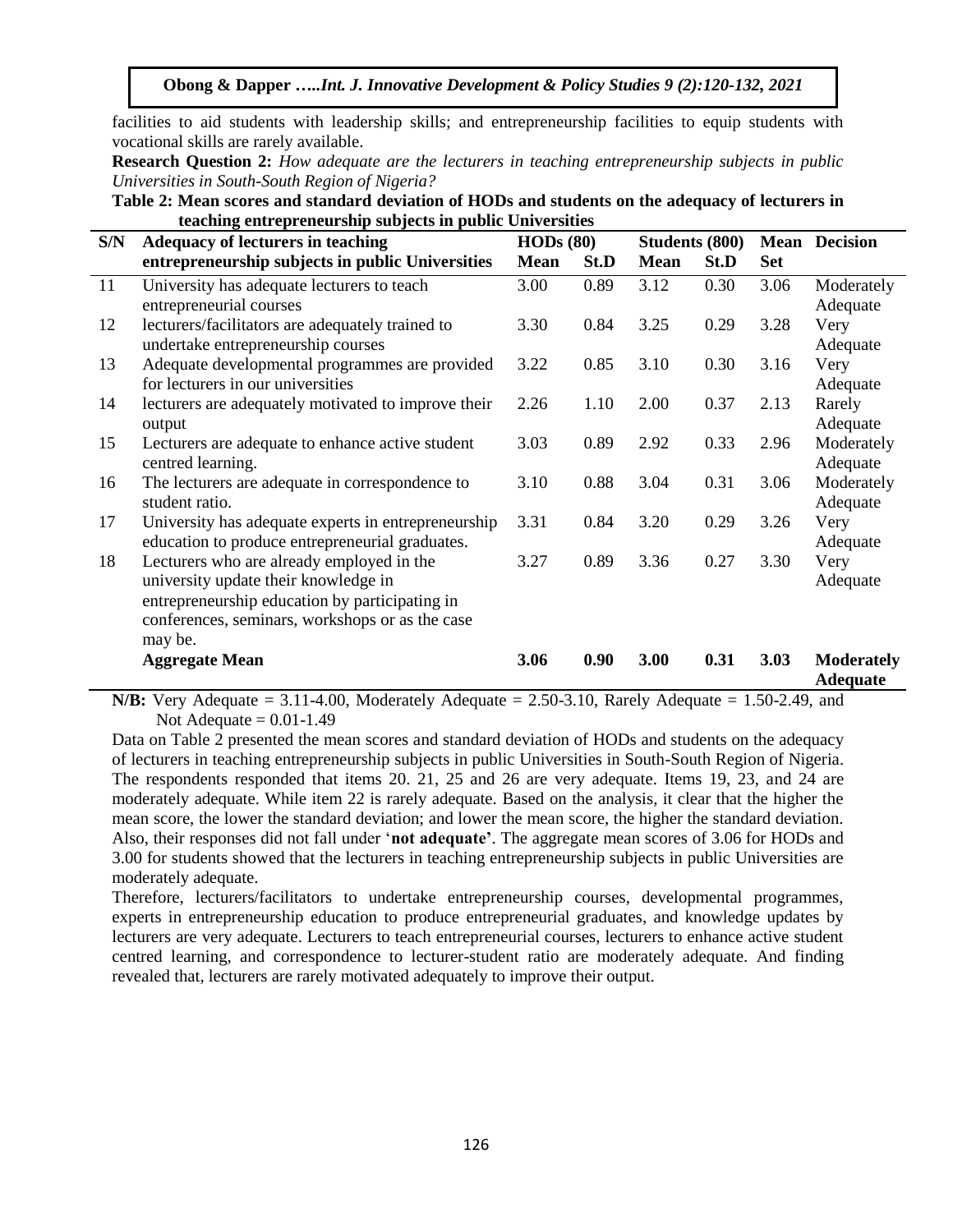facilities to aid students with leadership skills; and entrepreneurship facilities to equip students with vocational skills are rarely available.

**Research Question 2:** *How adequate are the lecturers in teaching entrepreneurship subjects in public Universities in South-South Region of Nigeria?*

**Table 2: Mean scores and standard deviation of HODs and students on the adequacy of lecturers in teaching entrepreneurship subjects in public Universities**

| S/N | Adequacy of lecturers in teaching entrepreneurship subjects in public Universities | HODs (80) | | Students (800) | | Mean Set | Decision |
|---|---|---|---|---|---|---|---|
| | | Mean | St.D | Mean | St.D | | |
| 11 | University has adequate lecturers to teach entrepreneurial courses | 3.00 | 0.89 | 3.12 | 0.30 | 3.06 | Moderately Adequate |
| 12 | lecturers/facilitators are adequately trained to undertake entrepreneurship courses | 3.30 | 0.84 | 3.25 | 0.29 | 3.28 | Very Adequate |
| 13 | Adequate developmental programmes are provided for lecturers in our universities | 3.22 | 0.85 | 3.10 | 0.30 | 3.16 | Very Adequate |
| 14 | lecturers are adequately motivated to improve their output | 2.26 | 1.10 | 2.00 | 0.37 | 2.13 | Rarely Adequate |
| 15 | Lecturers are adequate to enhance active student centred learning. | 3.03 | 0.89 | 2.92 | 0.33 | 2.96 | Moderately Adequate |
| 16 | The lecturers are adequate in correspondence to student ratio. | 3.10 | 0.88 | 3.04 | 0.31 | 3.06 | Moderately Adequate |
| 17 | University has adequate experts in entrepreneurship education to produce entrepreneurial graduates. | 3.31 | 0.84 | 3.20 | 0.29 | 3.26 | Very Adequate |
| 18 | Lecturers who are already employed in the university update their knowledge in entrepreneurship education by participating in conferences, seminars, workshops or as the case may be. | 3.27 | 0.89 | 3.36 | 0.27 | 3.30 | Very Adequate |
| | **Aggregate Mean** | **3.06** | **0.90** | **3.00** | **0.31** | **3.03** | **Moderately Adequate** |

**N/B:** Very Adequate = 3.11-4.00, Moderately Adequate = 2.50-3.10, Rarely Adequate = 1.50-2.49, and Not Adequate = 0.01-1.49

Data on Table 2 presented the mean scores and standard deviation of HODs and students on the adequacy of lecturers in teaching entrepreneurship subjects in public Universities in South-South Region of Nigeria. The respondents responded that items 20. 21, 25 and 26 are very adequate. Items 19, 23, and 24 are moderately adequate. While item 22 is rarely adequate. Based on the analysis, it clear that the higher the mean score, the lower the standard deviation; and lower the mean score, the higher the standard deviation. Also, their responses did not fall under '**not adequate'**. The aggregate mean scores of 3.06 for HODs and 3.00 for students showed that the lecturers in teaching entrepreneurship subjects in public Universities are moderately adequate.

Therefore, lecturers/facilitators to undertake entrepreneurship courses, developmental programmes, experts in entrepreneurship education to produce entrepreneurial graduates, and knowledge updates by lecturers are very adequate. Lecturers to teach entrepreneurial courses, lecturers to enhance active student centred learning, and correspondence to lecturer-student ratio are moderately adequate. And finding revealed that, lecturers are rarely motivated adequately to improve their output.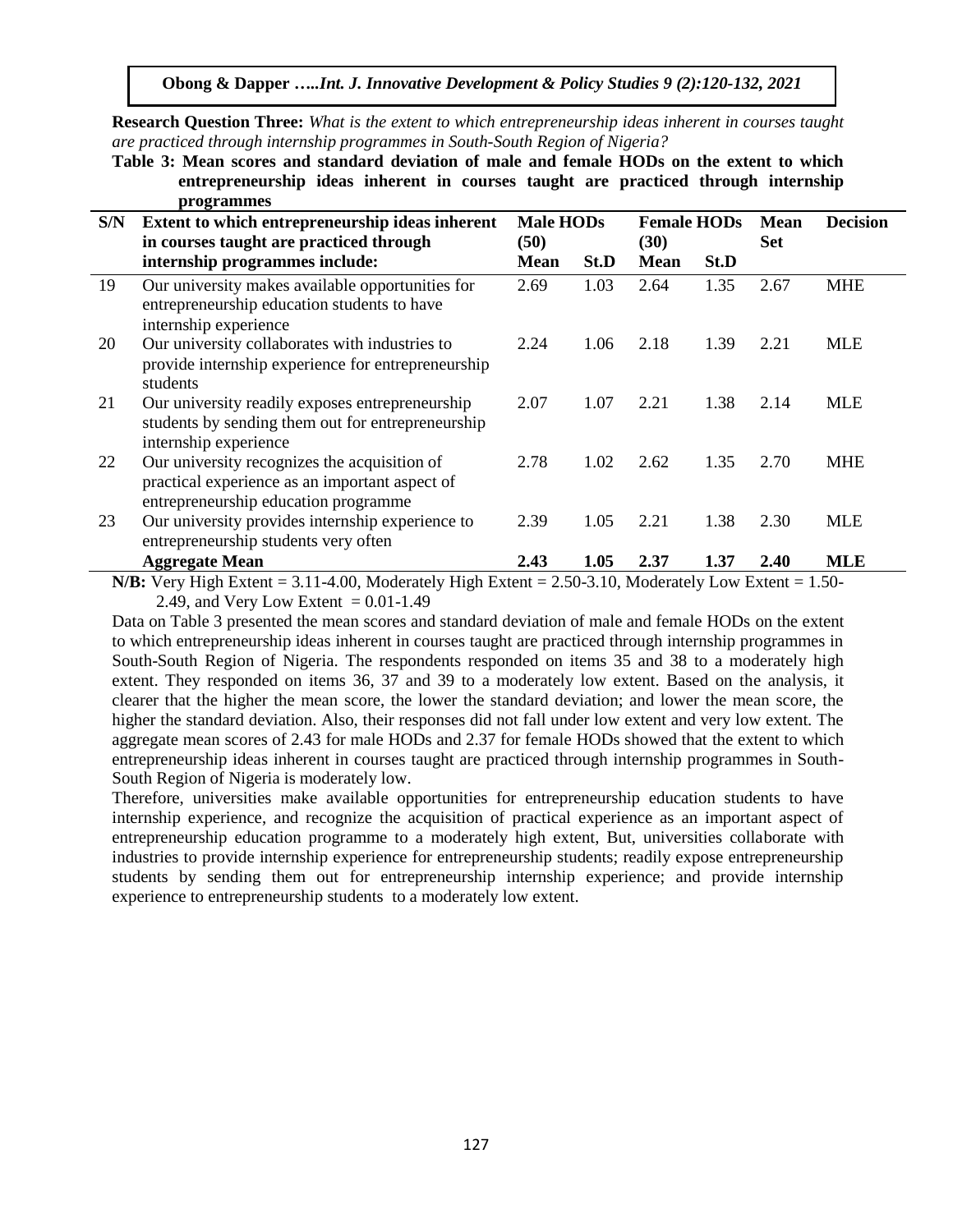**Research Question Three:** *What is the extent to which entrepreneurship ideas inherent in courses taught are practiced through internship programmes in South-South Region of Nigeria?*

**Table 3: Mean scores and standard deviation of male and female HODs on the extent to which entrepreneurship ideas inherent in courses taught are practiced through internship programmes**

| S/N | Extent to which entrepreneurship ideas inherent in courses taught are practiced through internship programmes include: | Male HODs (50) | | Female HODs (30) | | Mean Set | Decision |
|---|---|---|---|---|---|---|---|
| | | Mean | St.D | Mean | St.D | | |
| 19 | Our university makes available opportunities for entrepreneurship education students to have internship experience | 2.69 | 1.03 | 2.64 | 1.35 | 2.67 | MHE |
| 20 | Our university collaborates with industries to provide internship experience for entrepreneurship students | 2.24 | 1.06 | 2.18 | 1.39 | 2.21 | MLE |
| 21 | Our university readily exposes entrepreneurship students by sending them out for entrepreneurship internship experience | 2.07 | 1.07 | 2.21 | 1.38 | 2.14 | MLE |
| 22 | Our university recognizes the acquisition of practical experience as an important aspect of entrepreneurship education programme | 2.78 | 1.02 | 2.62 | 1.35 | 2.70 | MHE |
| 23 | Our university provides internship experience to entrepreneurship students very often | 2.39 | 1.05 | 2.21 | 1.38 | 2.30 | MLE |
| | **Aggregate Mean** | **2.43** | **1.05** | **2.37** | **1.37** | **2.40** | **MLE** |

**N/B:** Very High Extent = 3.11-4.00, Moderately High Extent = 2.50-3.10, Moderately Low Extent = 1.50-2.49, and Very Low Extent = 0.01-1.49

Data on Table 3 presented the mean scores and standard deviation of male and female HODs on the extent to which entrepreneurship ideas inherent in courses taught are practiced through internship programmes in South-South Region of Nigeria. The respondents responded on items 35 and 38 to a moderately high extent. They responded on items 36, 37 and 39 to a moderately low extent. Based on the analysis, it clearer that the higher the mean score, the lower the standard deviation; and lower the mean score, the higher the standard deviation. Also, their responses did not fall under low extent and very low extent. The aggregate mean scores of 2.43 for male HODs and 2.37 for female HODs showed that the extent to which entrepreneurship ideas inherent in courses taught are practiced through internship programmes in South-South Region of Nigeria is moderately low.

Therefore, universities make available opportunities for entrepreneurship education students to have internship experience, and recognize the acquisition of practical experience as an important aspect of entrepreneurship education programme to a moderately high extent, But, universities collaborate with industries to provide internship experience for entrepreneurship students; readily expose entrepreneurship students by sending them out for entrepreneurship internship experience; and provide internship experience to entrepreneurship students to a moderately low extent.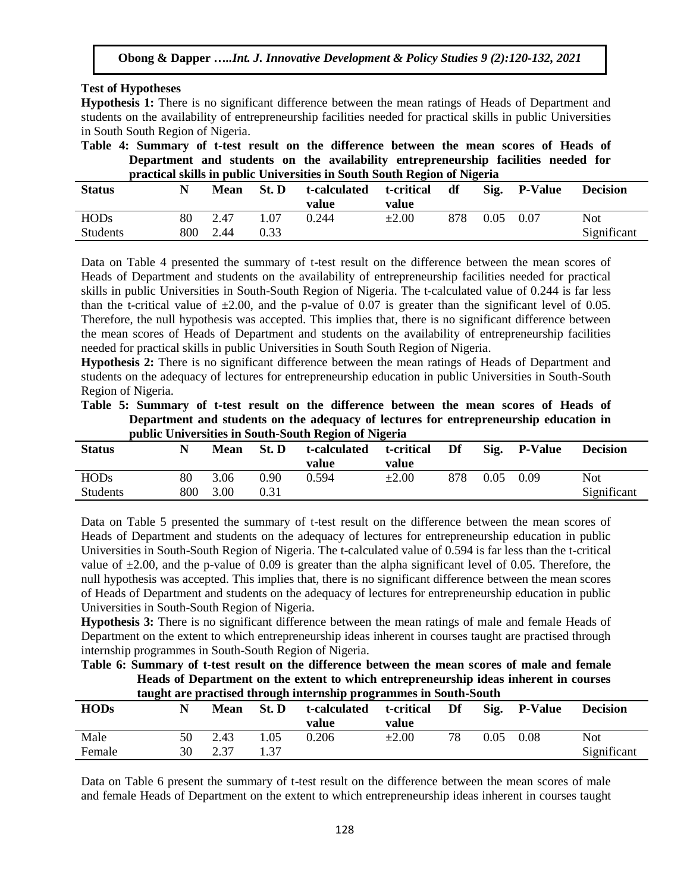### Test of Hypotheses

**Hypothesis 1:** There is no significant difference between the mean ratings of Heads of Department and students on the availability of entrepreneurship facilities needed for practical skills in public Universities in South South Region of Nigeria.

**Table 4: Summary of t-test result on the difference between the mean scores of Heads of Department and students on the availability entrepreneurship facilities needed for practical skills in public Universities in South South Region of Nigeria**

| Status | N | Mean | St. D | t-calculated value | t-critical value | df | Sig. | P-Value | Decision |
|---|---|---|---|---|---|---|---|---|---|
| HODs | 80 | 2.47 | 1.07 | 0.244 | ±2.00 | 878 | 0.05 | 0.07 | Not Significant |
| Students | 800 | 2.44 | 0.33 | | | | | | |

Data on Table 4 presented the summary of t-test result on the difference between the mean scores of Heads of Department and students on the availability of entrepreneurship facilities needed for practical skills in public Universities in South-South Region of Nigeria. The t-calculated value of 0.244 is far less than the t-critical value of ±2.00, and the p-value of 0.07 is greater than the significant level of 0.05. Therefore, the null hypothesis was accepted. This implies that, there is no significant difference between the mean scores of Heads of Department and students on the availability of entrepreneurship facilities needed for practical skills in public Universities in South South Region of Nigeria.

**Hypothesis 2:** There is no significant difference between the mean ratings of Heads of Department and students on the adequacy of lectures for entrepreneurship education in public Universities in South-South Region of Nigeria.

**Table 5: Summary of t-test result on the difference between the mean scores of Heads of Department and students on the adequacy of lectures for entrepreneurship education in public Universities in South-South Region of Nigeria**

| Status | N | Mean | St. D | t-calculated value | t-critical value | Df | Sig. | P-Value | Decision |
|---|---|---|---|---|---|---|---|---|---|
| HODs | 80 | 3.06 | 0.90 | 0.594 | ±2.00 | 878 | 0.05 | 0.09 | Not Significant |
| Students | 800 | 3.00 | 0.31 | | | | | | |

Data on Table 5 presented the summary of t-test result on the difference between the mean scores of Heads of Department and students on the adequacy of lectures for entrepreneurship education in public Universities in South-South Region of Nigeria. The t-calculated value of 0.594 is far less than the t-critical value of ±2.00, and the p-value of 0.09 is greater than the alpha significant level of 0.05. Therefore, the null hypothesis was accepted. This implies that, there is no significant difference between the mean scores of Heads of Department and students on the adequacy of lectures for entrepreneurship education in public Universities in South-South Region of Nigeria.

**Hypothesis 3:** There is no significant difference between the mean ratings of male and female Heads of Department on the extent to which entrepreneurship ideas inherent in courses taught are practised through internship programmes in South-South Region of Nigeria.

**Table 6: Summary of t-test result on the difference between the mean scores of male and female Heads of Department on the extent to which entrepreneurship ideas inherent in courses taught are practised through internship programmes in South-South**

| HODs | N | Mean | St. D | t-calculated value | t-critical value | Df | Sig. | P-Value | Decision |
|---|---|---|---|---|---|---|---|---|---|
| Male | 50 | 2.43 | 1.05 | 0.206 | ±2.00 | 78 | 0.05 | 0.08 | Not Significant |
| Female | 30 | 2.37 | 1.37 | | | | | | |

Data on Table 6 present the summary of t-test result on the difference between the mean scores of male and female Heads of Department on the extent to which entrepreneurship ideas inherent in courses taught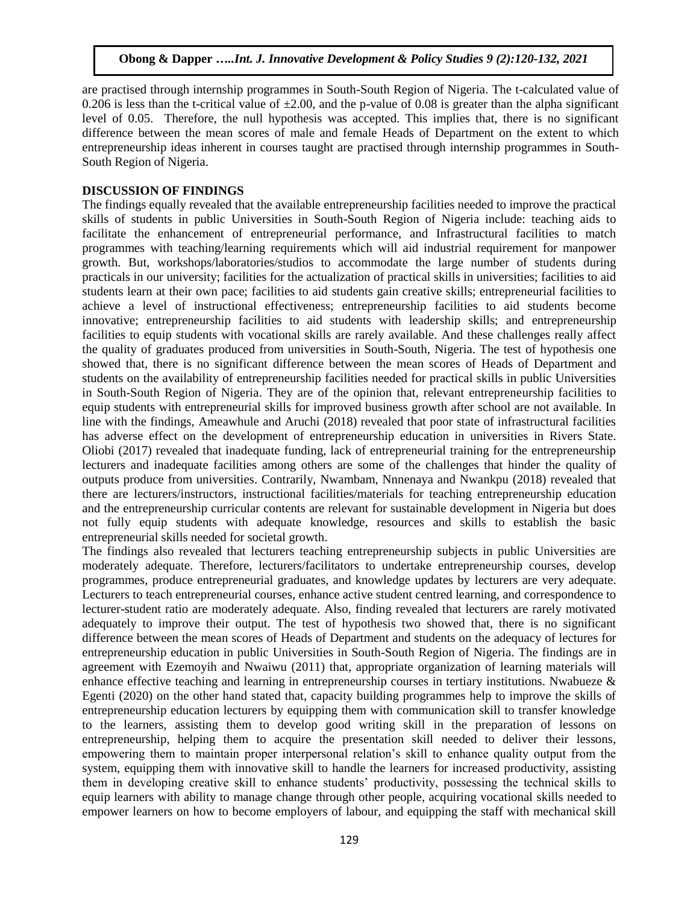are practised through internship programmes in South-South Region of Nigeria. The t-calculated value of 0.206 is less than the t-critical value of $\pm 2.00$, and the p-value of 0.08 is greater than the alpha significant level of 0.05. Therefore, the null hypothesis was accepted. This implies that, there is no significant difference between the mean scores of male and female Heads of Department on the extent to which entrepreneurship ideas inherent in courses taught are practised through internship programmes in South-South Region of Nigeria.

## DISCUSSION OF FINDINGS

The findings equally revealed that the available entrepreneurship facilities needed to improve the practical skills of students in public Universities in South-South Region of Nigeria include: teaching aids to facilitate the enhancement of entrepreneurial performance, and Infrastructural facilities to match programmes with teaching/learning requirements which will aid industrial requirement for manpower growth. But, workshops/laboratories/studios to accommodate the large number of students during practicals in our university; facilities for the actualization of practical skills in universities; facilities to aid students learn at their own pace; facilities to aid students gain creative skills; entrepreneurial facilities to achieve a level of instructional effectiveness; entrepreneurship facilities to aid students become innovative; entrepreneurship facilities to aid students with leadership skills; and entrepreneurship facilities to equip students with vocational skills are rarely available. And these challenges really affect the quality of graduates produced from universities in South-South, Nigeria. The test of hypothesis one showed that, there is no significant difference between the mean scores of Heads of Department and students on the availability of entrepreneurship facilities needed for practical skills in public Universities in South-South Region of Nigeria. They are of the opinion that, relevant entrepreneurship facilities to equip students with entrepreneurial skills for improved business growth after school are not available. In line with the findings, Ameawhule and Aruchi (2018) revealed that poor state of infrastructural facilities has adverse effect on the development of entrepreneurship education in universities in Rivers State. Oliobi (2017) revealed that inadequate funding, lack of entrepreneurial training for the entrepreneurship lecturers and inadequate facilities among others are some of the challenges that hinder the quality of outputs produce from universities. Contrarily, Nwambam, Nnnenaya and Nwankpu (2018) revealed that there are lecturers/instructors, instructional facilities/materials for teaching entrepreneurship education and the entrepreneurship curricular contents are relevant for sustainable development in Nigeria but does not fully equip students with adequate knowledge, resources and skills to establish the basic entrepreneurial skills needed for societal growth.

The findings also revealed that lecturers teaching entrepreneurship subjects in public Universities are moderately adequate. Therefore, lecturers/facilitators to undertake entrepreneurship courses, develop programmes, produce entrepreneurial graduates, and knowledge updates by lecturers are very adequate. Lecturers to teach entrepreneurial courses, enhance active student centred learning, and correspondence to lecturer-student ratio are moderately adequate. Also, finding revealed that lecturers are rarely motivated adequately to improve their output. The test of hypothesis two showed that, there is no significant difference between the mean scores of Heads of Department and students on the adequacy of lectures for entrepreneurship education in public Universities in South-South Region of Nigeria. The findings are in agreement with Ezemoyih and Nwaiwu (2011) that, appropriate organization of learning materials will enhance effective teaching and learning in entrepreneurship courses in tertiary institutions. Nwabueze & Egenti (2020) on the other hand stated that, capacity building programmes help to improve the skills of entrepreneurship education lecturers by equipping them with communication skill to transfer knowledge to the learners, assisting them to develop good writing skill in the preparation of lessons on entrepreneurship, helping them to acquire the presentation skill needed to deliver their lessons, empowering them to maintain proper interpersonal relation's skill to enhance quality output from the system, equipping them with innovative skill to handle the learners for increased productivity, assisting them in developing creative skill to enhance students' productivity, possessing the technical skills to equip learners with ability to manage change through other people, acquiring vocational skills needed to empower learners on how to become employers of labour, and equipping the staff with mechanical skill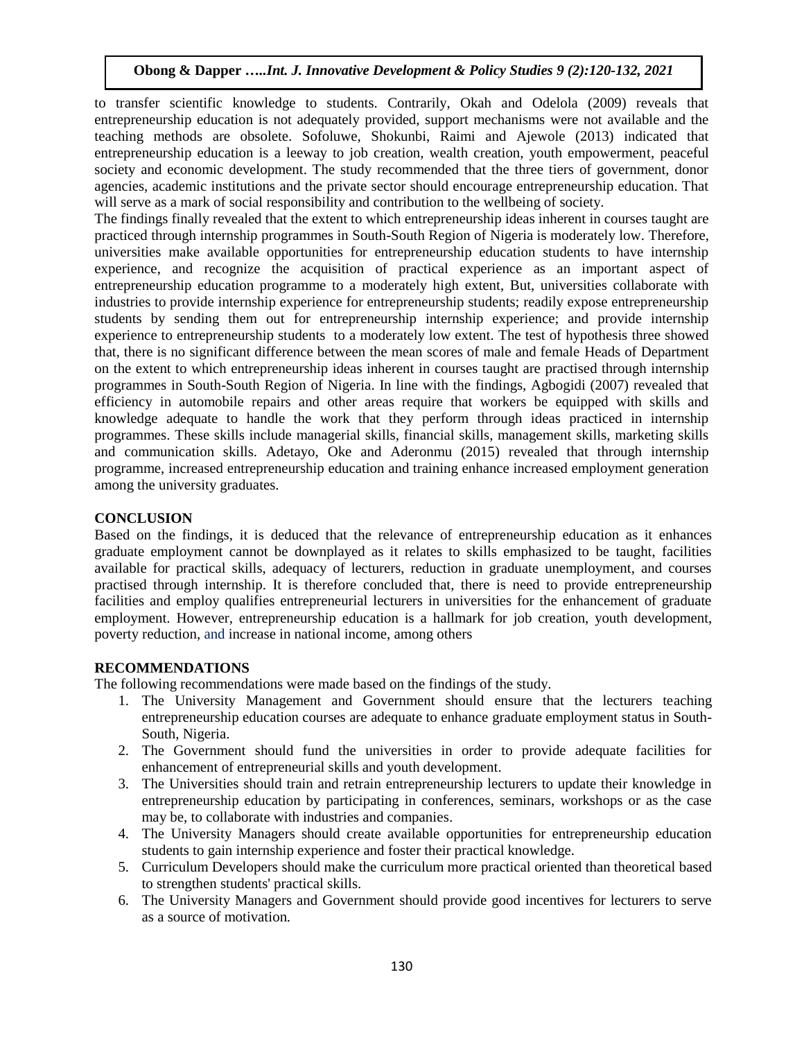to transfer scientific knowledge to students. Contrarily, Okah and Odelola (2009) reveals that entrepreneurship education is not adequately provided, support mechanisms were not available and the teaching methods are obsolete. Sofoluwe, Shokunbi, Raimi and Ajewole (2013) indicated that entrepreneurship education is a leeway to job creation, wealth creation, youth empowerment, peaceful society and economic development. The study recommended that the three tiers of government, donor agencies, academic institutions and the private sector should encourage entrepreneurship education. That will serve as a mark of social responsibility and contribution to the wellbeing of society.

The findings finally revealed that the extent to which entrepreneurship ideas inherent in courses taught are practiced through internship programmes in South-South Region of Nigeria is moderately low. Therefore, universities make available opportunities for entrepreneurship education students to have internship experience, and recognize the acquisition of practical experience as an important aspect of entrepreneurship education programme to a moderately high extent, But, universities collaborate with industries to provide internship experience for entrepreneurship students; readily expose entrepreneurship students by sending them out for entrepreneurship internship experience; and provide internship experience to entrepreneurship students to a moderately low extent. The test of hypothesis three showed that, there is no significant difference between the mean scores of male and female Heads of Department on the extent to which entrepreneurship ideas inherent in courses taught are practised through internship programmes in South-South Region of Nigeria. In line with the findings, Agbogidi (2007) revealed that efficiency in automobile repairs and other areas require that workers be equipped with skills and knowledge adequate to handle the work that they perform through ideas practiced in internship programmes. These skills include managerial skills, financial skills, management skills, marketing skills and communication skills. Adetayo, Oke and Aderonmu (2015) revealed that through internship programme, increased entrepreneurship education and training enhance increased employment generation among the university graduates.

## CONCLUSION

Based on the findings, it is deduced that the relevance of entrepreneurship education as it enhances graduate employment cannot be downplayed as it relates to skills emphasized to be taught, facilities available for practical skills, adequacy of lecturers, reduction in graduate unemployment, and courses practised through internship. It is therefore concluded that, there is need to provide entrepreneurship facilities and employ qualifies entrepreneurial lecturers in universities for the enhancement of graduate employment. However, entrepreneurship education is a hallmark for job creation, youth development, poverty reduction, and increase in national income, among others

## RECOMMENDATIONS

The following recommendations were made based on the findings of the study.

1. The University Management and Government should ensure that the lecturers teaching entrepreneurship education courses are adequate to enhance graduate employment status in South-South, Nigeria.
2. The Government should fund the universities in order to provide adequate facilities for enhancement of entrepreneurial skills and youth development.
3. The Universities should train and retrain entrepreneurship lecturers to update their knowledge in entrepreneurship education by participating in conferences, seminars, workshops or as the case may be, to collaborate with industries and companies.
4. The University Managers should create available opportunities for entrepreneurship education students to gain internship experience and foster their practical knowledge.
5. Curriculum Developers should make the curriculum more practical oriented than theoretical based to strengthen students' practical skills.
6. The University Managers and Government should provide good incentives for lecturers to serve as a source of motivation.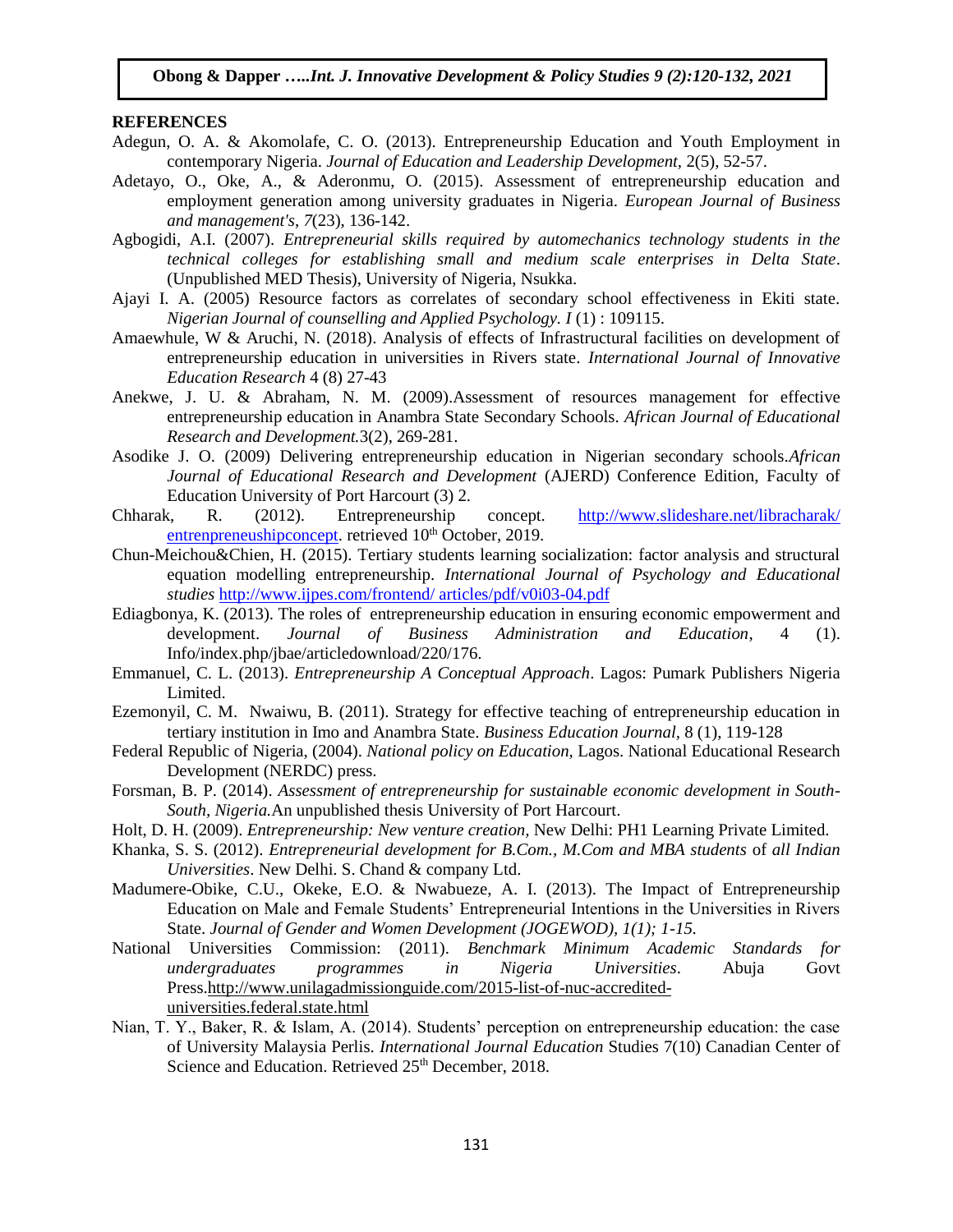## REFERENCES

Adegun, O. A. & Akomolafe, C. O. (2013). Entrepreneurship Education and Youth Employment in contemporary Nigeria. *Journal of Education and Leadership Development,* 2(5), 52-57.

Adetayo, O., Oke, A., & Aderonmu, O. (2015). Assessment of entrepreneurship education and employment generation among university graduates in Nigeria. *European Journal of Business and management's*, *7*(23), 136-142.

Agbogidi, A.I. (2007). *Entrepreneurial skills required by automechanics technology students in the technical colleges for establishing small and medium scale enterprises in Delta State*. (Unpublished MED Thesis), University of Nigeria, Nsukka.

Ajayi I. A. (2005) Resource factors as correlates of secondary school effectiveness in Ekiti state. *Nigerian Journal of counselling and Applied Psychology. I* (1) : 109115.

Amaewhule, W & Aruchi, N. (2018). Analysis of effects of Infrastructural facilities on development of entrepreneurship education in universities in Rivers state. *International Journal of Innovative Education Research* 4 (8) 27-43

Anekwe, J. U. & Abraham, N. M. (2009).Assessment of resources management for effective entrepreneurship education in Anambra State Secondary Schools. *African Journal of Educational Research and Development.*3(2), 269-281.

Asodike J. O. (2009) Delivering entrepreneurship education in Nigerian secondary schools.*African Journal of Educational Research and Development* (AJERD) Conference Edition, Faculty of Education University of Port Harcourt (3) 2.

Chharak, R. (2012). Entrepreneurship concept. http://www.slideshare.net/libracharak/entrenpreneushipconcept. retrieved 10th October, 2019.

Chun-Meichou&Chien, H. (2015). Tertiary students learning socialization: factor analysis and structural equation modelling entrepreneurship. *International Journal of Psychology and Educational studies* http://www.ijpes.com/frontend/ articles/pdf/v0i03-04.pdf

Ediagbonya, K. (2013). The roles of entrepreneurship education in ensuring economic empowerment and development. *Journal of Business Administration and Education*, 4 (1). Info/index.php/jbae/articledownload/220/176.

Emmanuel, C. L. (2013). *Entrepreneurship A Conceptual Approach*. Lagos: Pumark Publishers Nigeria Limited.

Ezemonyil, C. M. Nwaiwu, B. (2011). Strategy for effective teaching of entrepreneurship education in tertiary institution in Imo and Anambra State. *Business Education Journal,* 8 (1), 119-128

Federal Republic of Nigeria, (2004). *National policy on Education,* Lagos. National Educational Research Development (NERDC) press.

Forsman, B. P. (2014). *Assessment of entrepreneurship for sustainable economic development in South-South, Nigeria.*An unpublished thesis University of Port Harcourt.

Holt, D. H. (2009). *Entrepreneurship: New venture creation,* New Delhi: PH1 Learning Private Limited.

Khanka, S. S. (2012). *Entrepreneurial development for B.Com., M.Com and MBA students* of *all Indian Universities*. New Delhi. S. Chand & company Ltd.

Madumere-Obike, C.U., Okeke, E.O. & Nwabueze, A. I. (2013). The Impact of Entrepreneurship Education on Male and Female Students' Entrepreneurial Intentions in the Universities in Rivers State. *Journal of Gender and Women Development (JOGEWOD), 1(1); 1-15.*

National Universities Commission: (2011). *Benchmark Minimum Academic Standards for undergraduates programmes in Nigeria Universities*. Abuja Govt Press.http://www.unilagadmissionguide.com/2015-list-of-nuc-accredited-universities.federal.state.html

Nian, T. Y., Baker, R. & Islam, A. (2014). Students' perception on entrepreneurship education: the case of University Malaysia Perlis. *International Journal Education* Studies 7(10) Canadian Center of Science and Education. Retrieved 25th December, 2018.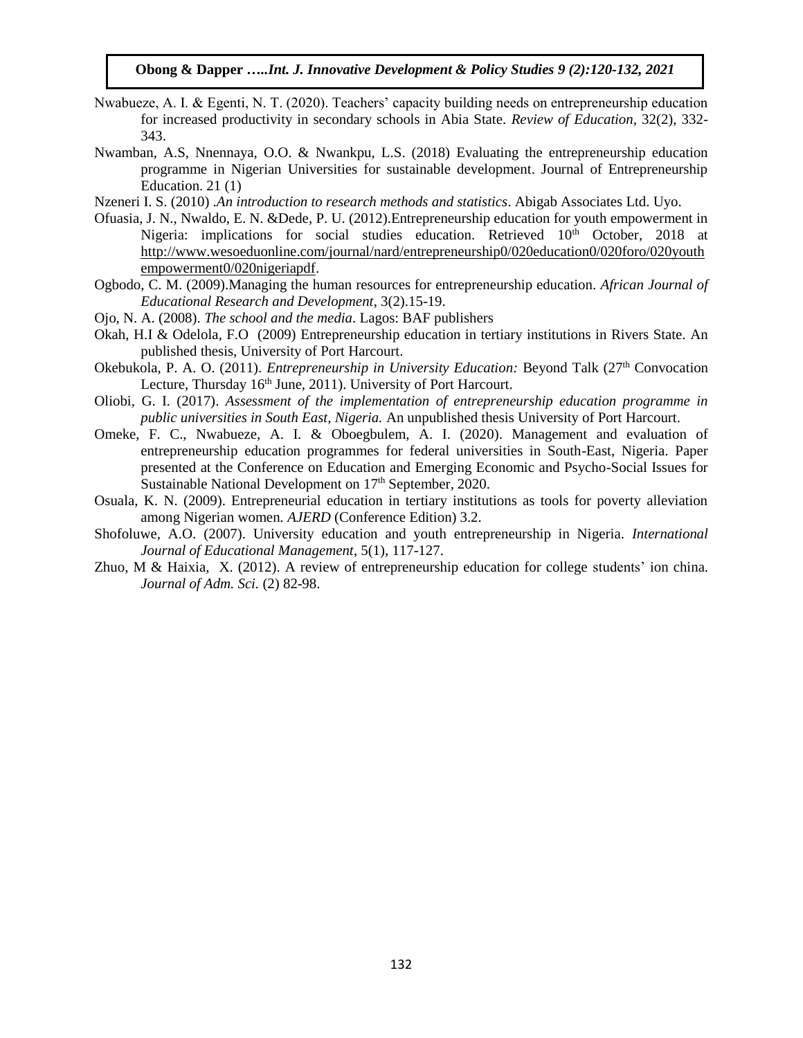Nwabueze, A. I. & Egenti, N. T. (2020). Teachers' capacity building needs on entrepreneurship education for increased productivity in secondary schools in Abia State. *Review of Education*, 32(2), 332-343.

Nwamban, A.S, Nnennaya, O.O. & Nwankpu, L.S. (2018) Evaluating the entrepreneurship education programme in Nigerian Universities for sustainable development. Journal of Entrepreneurship Education. 21 (1)

Nzeneri I. S. (2010) .*An introduction to research methods and statistics*. Abigab Associates Ltd. Uyo.

Ofuasia, J. N., Nwaldo, E. N. &Dede, P. U. (2012).Entrepreneurship education for youth empowerment in Nigeria: implications for social studies education. Retrieved 10th October, 2018 at http://www.wesoeduonline.com/journal/nard/entrepreneurship0/020education0/020foro/020youthempowerment0/020nigeriapdf.

Ogbodo, C. M. (2009).Managing the human resources for entrepreneurship education. *African Journal of Educational Research and Development*, 3(2).15-19.

Ojo, N. A. (2008). *The school and the media*. Lagos: BAF publishers

Okah, H.I & Odelola, F.O (2009) Entrepreneurship education in tertiary institutions in Rivers State. An published thesis, University of Port Harcourt.

Okebukola, P. A. O. (2011). *Entrepreneurship in University Education:* Beyond Talk (27th Convocation Lecture, Thursday 16th June, 2011). University of Port Harcourt.

Oliobi, G. I. (2017). *Assessment of the implementation of entrepreneurship education programme in public universities in South East, Nigeria.* An unpublished thesis University of Port Harcourt.

Omeke, F. C., Nwabueze, A. I. & Oboegbulem, A. I. (2020). Management and evaluation of entrepreneurship education programmes for federal universities in South-East, Nigeria. Paper presented at the Conference on Education and Emerging Economic and Psycho-Social Issues for Sustainable National Development on 17th September, 2020.

Osuala, K. N. (2009). Entrepreneurial education in tertiary institutions as tools for poverty alleviation among Nigerian women. *AJERD* (Conference Edition) 3.2.

Shofoluwe, A.O. (2007). University education and youth entrepreneurship in Nigeria. *International Journal of Educational Management*, 5(1), 117-127.

Zhuo, M & Haixia, X. (2012). A review of entrepreneurship education for college students' ion china. *Journal of Adm. Sci.* (2) 82-98.